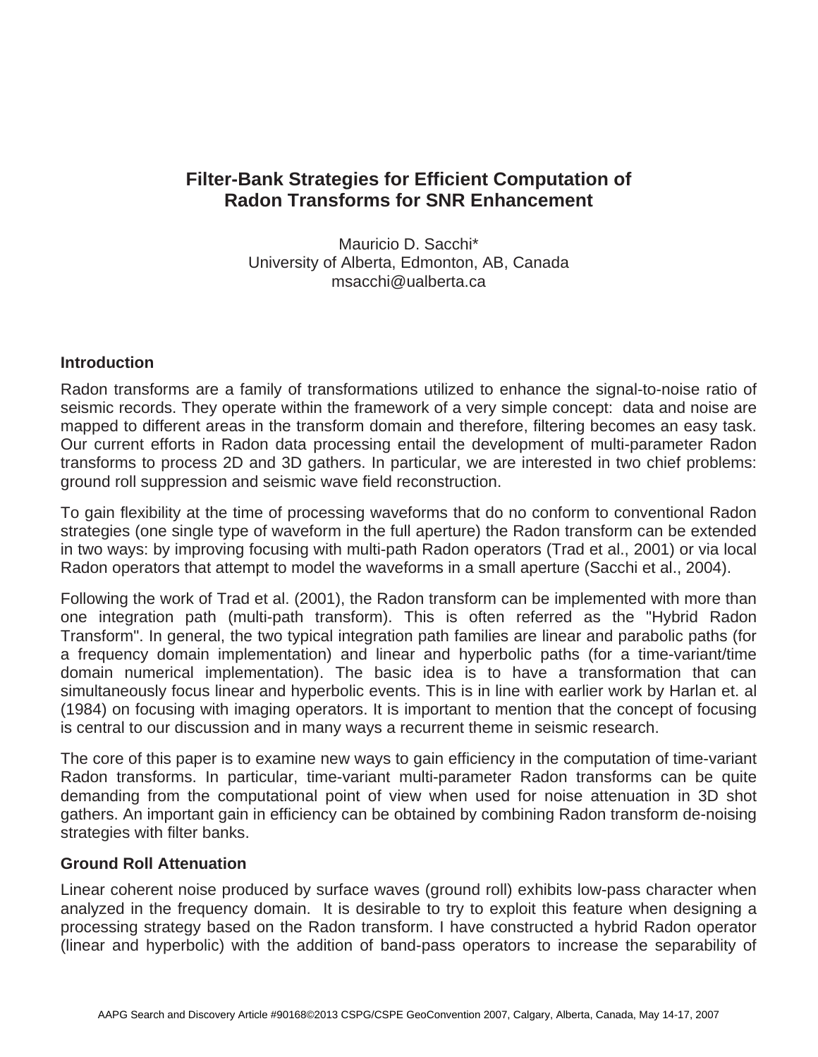# Filter-Bank Strategies for Efficient Computation of Radon Transforms for SNR Enhancement

Mauricio D. Sacchi*
University of Alberta, Edmonton, AB, Canada
msacchi@ualberta.ca

## Introduction

Radon transforms are a family of transformations utilized to enhance the signal-to-noise ratio of seismic records. They operate within the framework of a very simple concept: data and noise are mapped to different areas in the transform domain and therefore, filtering becomes an easy task. Our current efforts in Radon data processing entail the development of multi-parameter Radon transforms to process 2D and 3D gathers. In particular, we are interested in two chief problems: ground roll suppression and seismic wave field reconstruction.

To gain flexibility at the time of processing waveforms that do no conform to conventional Radon strategies (one single type of waveform in the full aperture) the Radon transform can be extended in two ways: by improving focusing with multi-path Radon operators (Trad et al., 2001) or via local Radon operators that attempt to model the waveforms in a small aperture (Sacchi et al., 2004).

Following the work of Trad et al. (2001), the Radon transform can be implemented with more than one integration path (multi-path transform). This is often referred as the "Hybrid Radon Transform". In general, the two typical integration path families are linear and parabolic paths (for a frequency domain implementation) and linear and hyperbolic paths (for a time-variant/time domain numerical implementation). The basic idea is to have a transformation that can simultaneously focus linear and hyperbolic events. This is in line with earlier work by Harlan et. al (1984) on focusing with imaging operators. It is important to mention that the concept of focusing is central to our discussion and in many ways a recurrent theme in seismic research.

The core of this paper is to examine new ways to gain efficiency in the computation of time-variant Radon transforms. In particular, time-variant multi-parameter Radon transforms can be quite demanding from the computational point of view when used for noise attenuation in 3D shot gathers. An important gain in efficiency can be obtained by combining Radon transform de-noising strategies with filter banks.

## Ground Roll Attenuation

Linear coherent noise produced by surface waves (ground roll) exhibits low-pass character when analyzed in the frequency domain. It is desirable to try to exploit this feature when designing a processing strategy based on the Radon transform. I have constructed a hybrid Radon operator (linear and hyperbolic) with the addition of band-pass operators to increase the separability of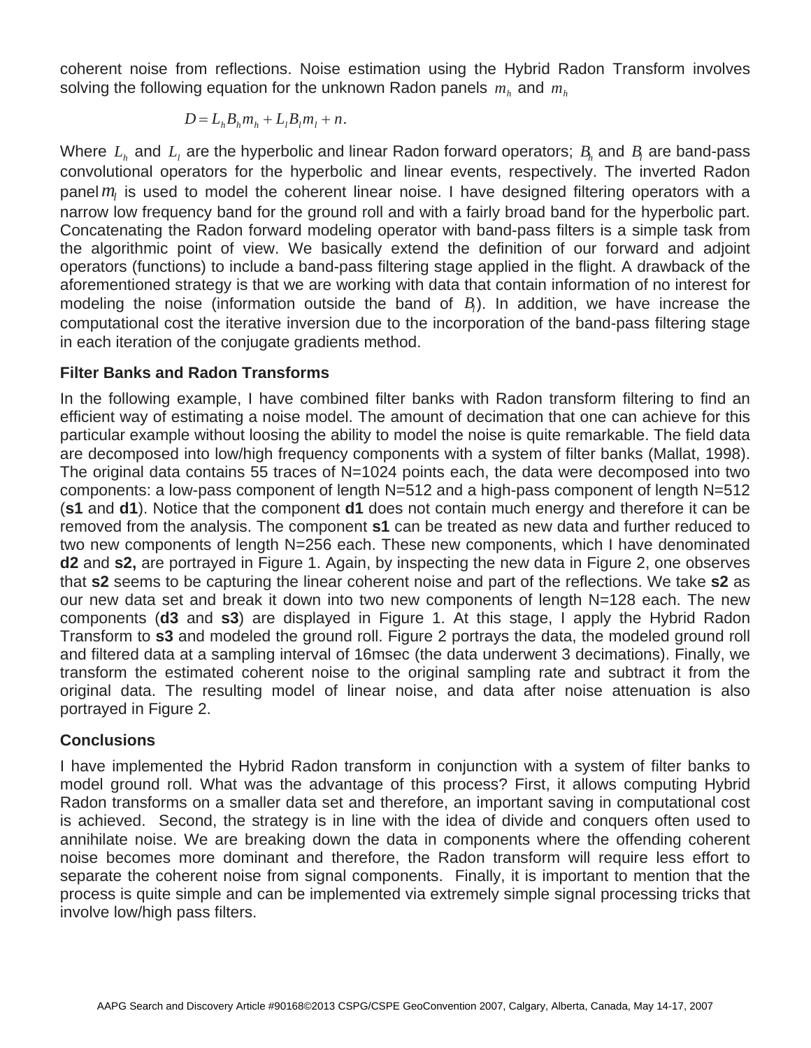coherent noise from reflections. Noise estimation using the Hybrid Radon Transform involves solving the following equation for the unknown Radon panels $m_h$ and $m_h$

$$D = L_h B_h m_h + L_l B_l m_l + n.$$

Where $L_h$ and $L_l$ are the hyperbolic and linear Radon forward operators; $B_h$ and $B_l$ are band-pass convolutional operators for the hyperbolic and linear events, respectively. The inverted Radon panel $m_l$ is used to model the coherent linear noise. I have designed filtering operators with a narrow low frequency band for the ground roll and with a fairly broad band for the hyperbolic part. Concatenating the Radon forward modeling operator with band-pass filters is a simple task from the algorithmic point of view. We basically extend the definition of our forward and adjoint operators (functions) to include a band-pass filtering stage applied in the flight. A drawback of the aforementioned strategy is that we are working with data that contain information of no interest for modeling the noise (information outside the band of $B_l$). In addition, we have increase the computational cost the iterative inversion due to the incorporation of the band-pass filtering stage in each iteration of the conjugate gradients method.

## Filter Banks and Radon Transforms

In the following example, I have combined filter banks with Radon transform filtering to find an efficient way of estimating a noise model. The amount of decimation that one can achieve for this particular example without loosing the ability to model the noise is quite remarkable. The field data are decomposed into low/high frequency components with a system of filter banks (Mallat, 1998). The original data contains 55 traces of N=1024 points each, the data were decomposed into two components: a low-pass component of length N=512 and a high-pass component of length N=512 (**s1** and **d1**). Notice that the component **d1** does not contain much energy and therefore it can be removed from the analysis. The component **s1** can be treated as new data and further reduced to two new components of length N=256 each. These new components, which I have denominated **d2** and **s2,** are portrayed in Figure 1. Again, by inspecting the new data in Figure 2, one observes that **s2** seems to be capturing the linear coherent noise and part of the reflections. We take **s2** as our new data set and break it down into two new components of length N=128 each. The new components (**d3** and **s3**) are displayed in Figure 1. At this stage, I apply the Hybrid Radon Transform to **s3** and modeled the ground roll. Figure 2 portrays the data, the modeled ground roll and filtered data at a sampling interval of 16msec (the data underwent 3 decimations). Finally, we transform the estimated coherent noise to the original sampling rate and subtract it from the original data. The resulting model of linear noise, and data after noise attenuation is also portrayed in Figure 2.

## Conclusions

I have implemented the Hybrid Radon transform in conjunction with a system of filter banks to model ground roll. What was the advantage of this process? First, it allows computing Hybrid Radon transforms on a smaller data set and therefore, an important saving in computational cost is achieved. Second, the strategy is in line with the idea of divide and conquers often used to annihilate noise. We are breaking down the data in components where the offending coherent noise becomes more dominant and therefore, the Radon transform will require less effort to separate the coherent noise from signal components. Finally, it is important to mention that the process is quite simple and can be implemented via extremely simple signal processing tricks that involve low/high pass filters.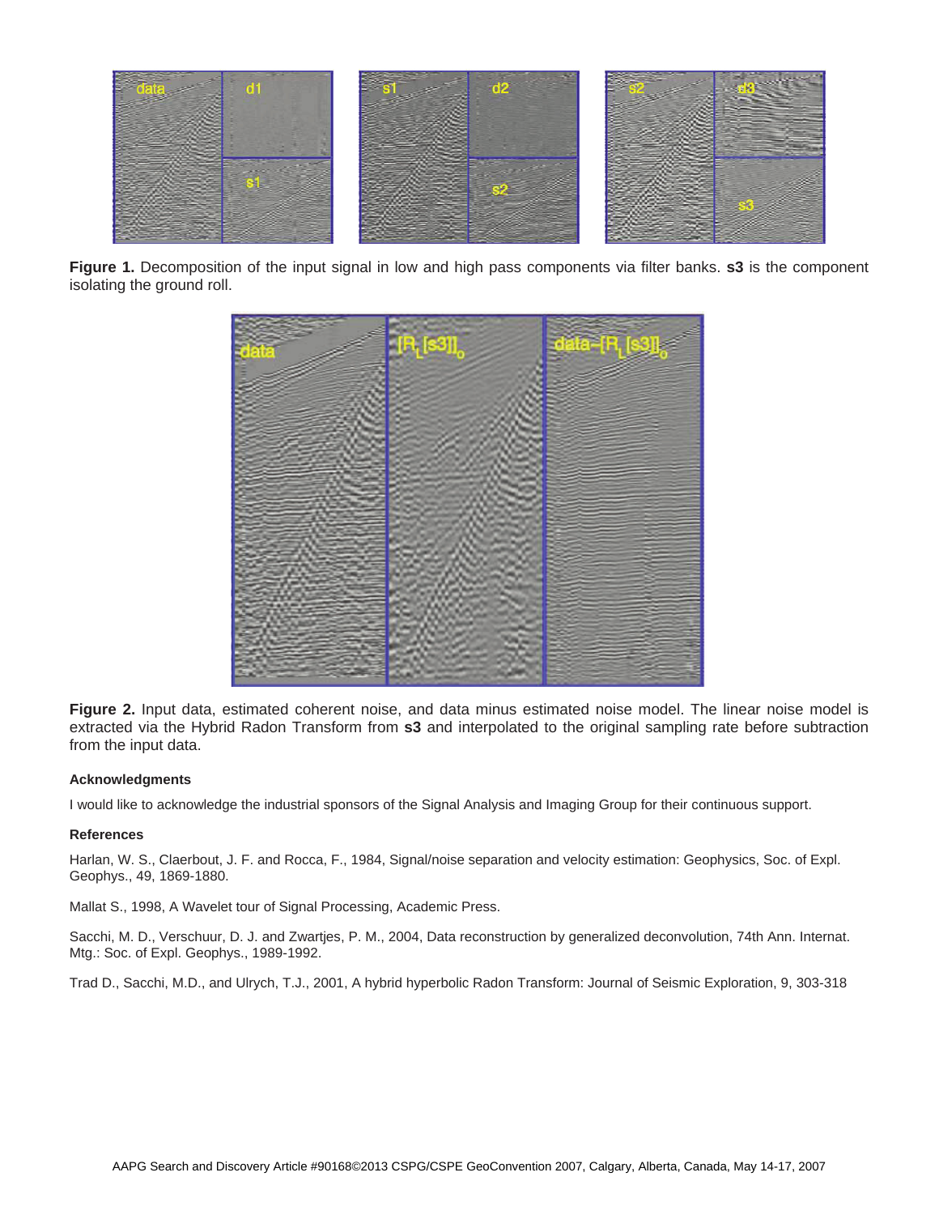data

d1

s1

s1

d2

s2

s2

d3

s3

**Figure 1.** Decomposition of the input signal in low and high pass components via filter banks. **s3** is the component isolating the ground roll.

data

$[R_L[s3]]_o$

$data-[R_L[s3]]_o$

**Figure 2.** Input data, estimated coherent noise, and data minus estimated noise model. The linear noise model is extracted via the Hybrid Radon Transform from **s3** and interpolated to the original sampling rate before subtraction from the input data.

#### Acknowledgments

I would like to acknowledge the industrial sponsors of the Signal Analysis and Imaging Group for their continuous support.

#### References

Harlan, W. S., Claerbout, J. F. and Rocca, F., 1984, Signal/noise separation and velocity estimation: Geophysics, Soc. of Expl. Geophys., 49, 1869-1880.

Mallat S., 1998, A Wavelet tour of Signal Processing, Academic Press.

Sacchi, M. D., Verschuur, D. J. and Zwartjes, P. M., 2004, Data reconstruction by generalized deconvolution, 74th Ann. Internat. Mtg.: Soc. of Expl. Geophys., 1989-1992.

Trad D., Sacchi, M.D., and Ulrych, T.J., 2001, A hybrid hyperbolic Radon Transform: Journal of Seismic Exploration, 9, 303-318